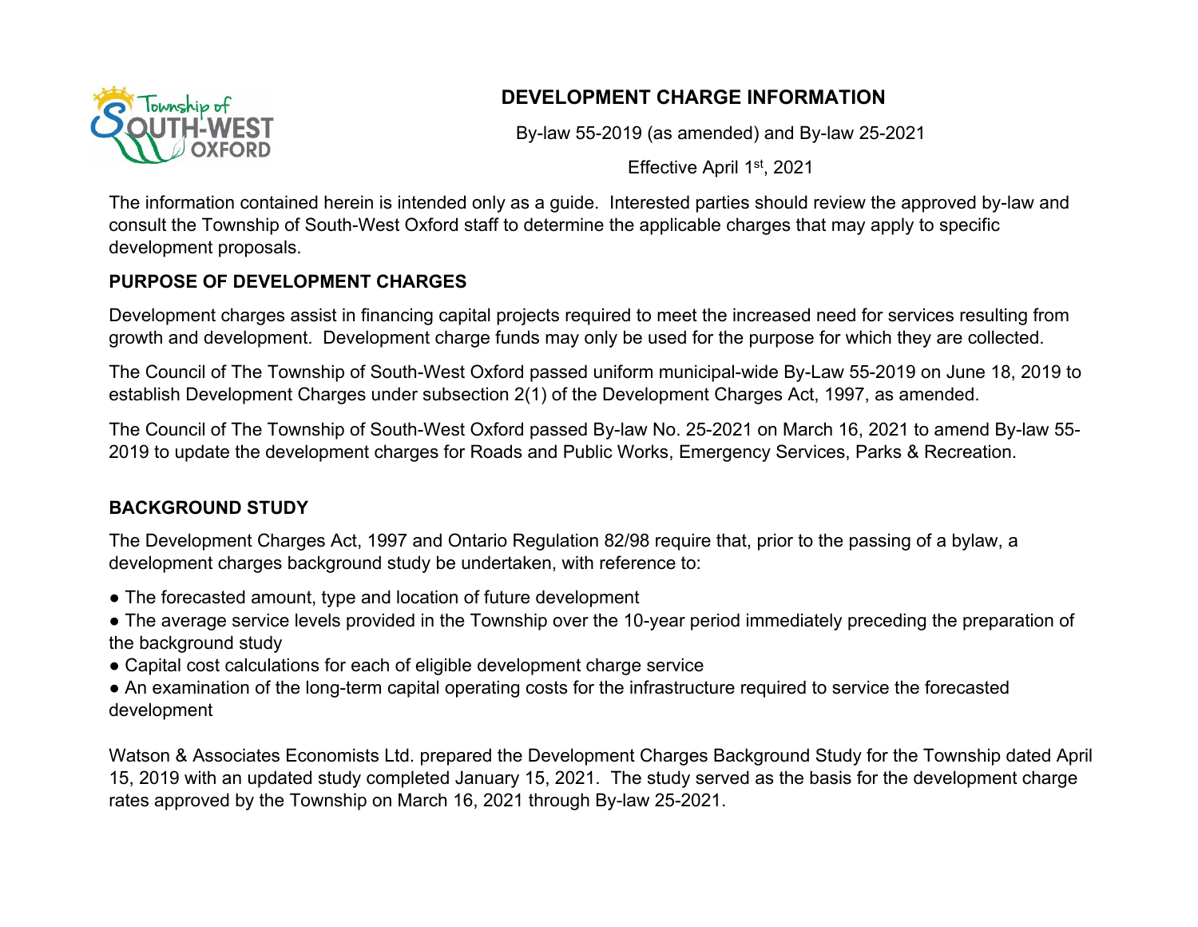# DEVELOPMENT CHARGE INFORMATION

By-law 55-2019 (as amended) and By-law 25-2021

Effective April 1st, 2021

The information contained herein is intended only as a guide. Interested parties should review the approved by-law and consult the Township of South-West Oxford staff to determine the applicable charges that may apply to specific development proposals.

## PURPOSE OF DEVELOPMENT CHARGES

Development charges assist in financing capital projects required to meet the increased need for services resulting from growth and development. Development charge funds may only be used for the purpose for which they are collected.

The Council of The Township of South-West Oxford passed uniform municipal-wide By-Law 55-2019 on June 18, 2019 to establish Development Charges under subsection 2(1) of the Development Charges Act, 1997, as amended.

The Council of The Township of South-West Oxford passed By-law No. 25-2021 on March 16, 2021 to amend By-law 55-2019 to update the development charges for Roads and Public Works, Emergency Services, Parks & Recreation.

## BACKGROUND STUDY

The Development Charges Act, 1997 and Ontario Regulation 82/98 require that, prior to the passing of a bylaw, a development charges background study be undertaken, with reference to:

- The forecasted amount, type and location of future development
- The average service levels provided in the Township over the 10-year period immediately preceding the preparation of the background study
- Capital cost calculations for each of eligible development charge service
- An examination of the long-term capital operating costs for the infrastructure required to service the forecasted development

Watson & Associates Economists Ltd. prepared the Development Charges Background Study for the Township dated April 15, 2019 with an updated study completed January 15, 2021. The study served as the basis for the development charge rates approved by the Township on March 16, 2021 through By-law 25-2021.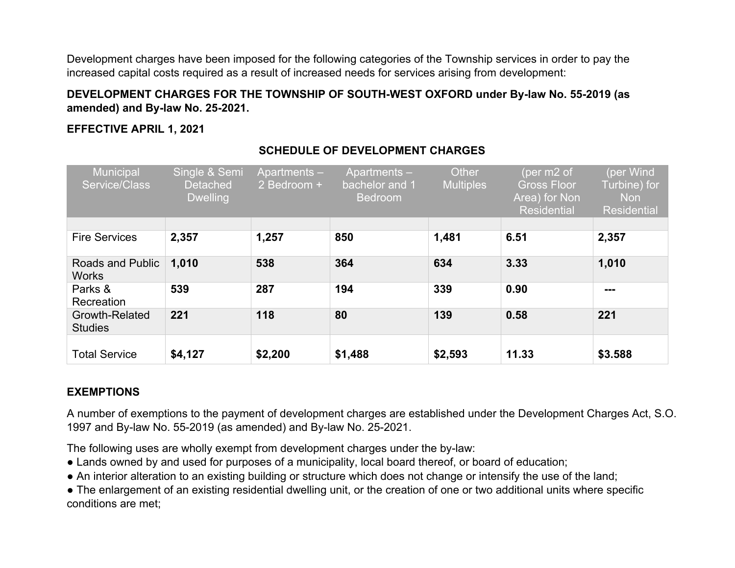Development charges have been imposed for the following categories of the Township services in order to pay the increased capital costs required as a result of increased needs for services arising from development:

**DEVELOPMENT CHARGES FOR THE TOWNSHIP OF SOUTH-WEST OXFORD under By-law No. 55-2019 (as amended) and By-law No. 25-2021.**

**EFFECTIVE APRIL 1, 2021**

**SCHEDULE OF DEVELOPMENT CHARGES**

| Municipal Service/Class | Single & Semi Detached Dwelling | Apartments – 2 Bedroom + | Apartments – bachelor and 1 Bedroom | Other Multiples | (per m2 of Gross Floor Area) for Non Residential | (per Wind Turbine) for Non Residential |
|---|---|---|---|---|---|---|
| | | | | | | |
| Fire Services | **2,357** | **1,257** | **850** | **1,481** | **6.51** | **2,357** |
| Roads and Public Works | **1,010** | **538** | **364** | **634** | **3.33** | **1,010** |
| Parks & Recreation | **539** | **287** | **194** | **339** | **0.90** | **---** |
| Growth-Related Studies | **221** | **118** | **80** | **139** | **0.58** | **221** |
| Total Service | **$4,127** | **$2,200** | **$1,488** | **$2,593** | **11.33** | **$3.588** |

**EXEMPTIONS**

A number of exemptions to the payment of development charges are established under the Development Charges Act, S.O. 1997 and By-law No. 55-2019 (as amended) and By-law No. 25-2021.

The following uses are wholly exempt from development charges under the by-law:

- Lands owned by and used for purposes of a municipality, local board thereof, or board of education;
- An interior alteration to an existing building or structure which does not change or intensify the use of the land;
- The enlargement of an existing residential dwelling unit, or the creation of one or two additional units where specific conditions are met;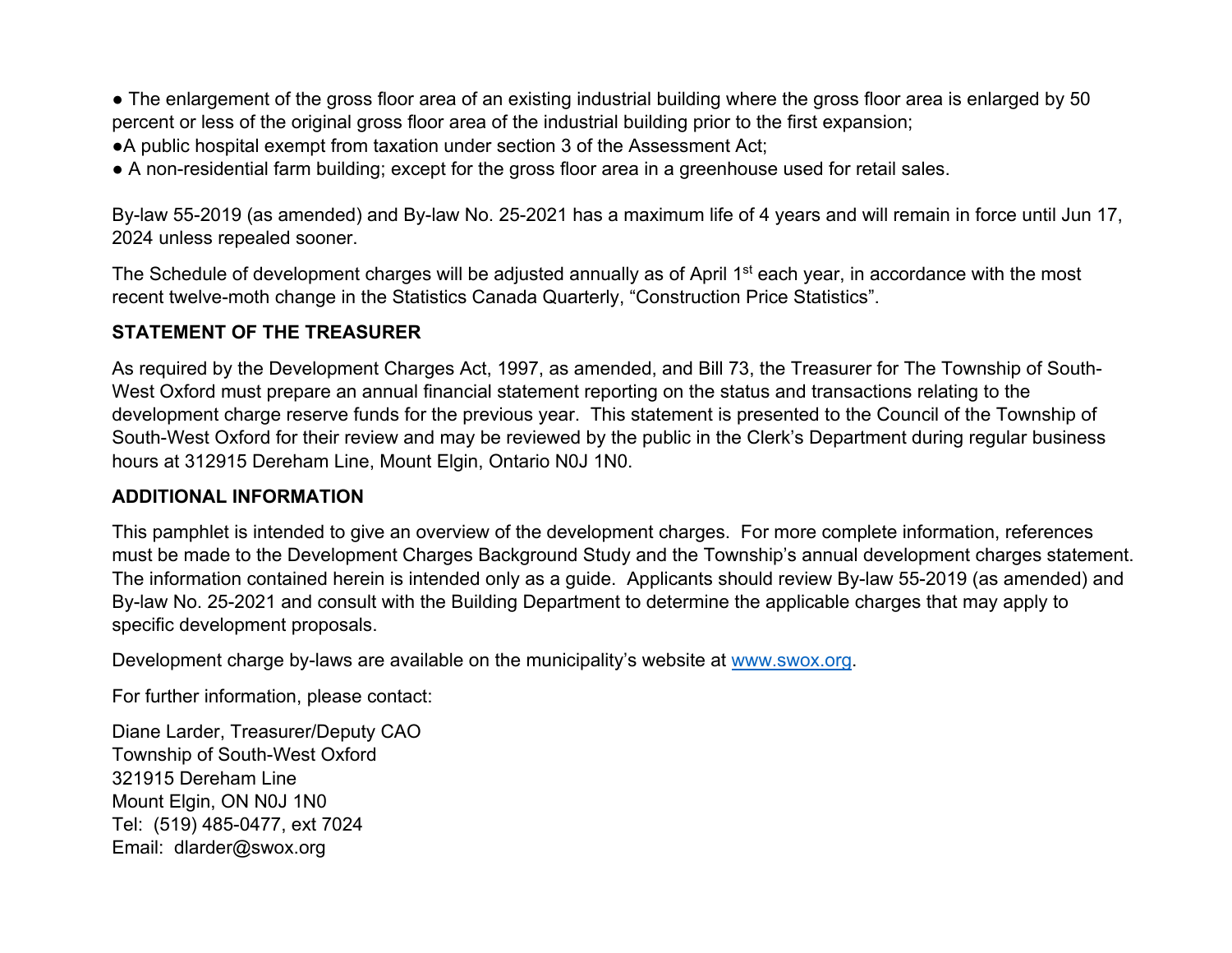- The enlargement of the gross floor area of an existing industrial building where the gross floor area is enlarged by 50 percent or less of the original gross floor area of the industrial building prior to the first expansion;
- A public hospital exempt from taxation under section 3 of the Assessment Act;
- A non-residential farm building; except for the gross floor area in a greenhouse used for retail sales.

By-law 55-2019 (as amended) and By-law No. 25-2021 has a maximum life of 4 years and will remain in force until Jun 17, 2024 unless repealed sooner.

The Schedule of development charges will be adjusted annually as of April 1st each year, in accordance with the most recent twelve-moth change in the Statistics Canada Quarterly, "Construction Price Statistics".

**STATEMENT OF THE TREASURER**

As required by the Development Charges Act, 1997, as amended, and Bill 73, the Treasurer for The Township of South-West Oxford must prepare an annual financial statement reporting on the status and transactions relating to the development charge reserve funds for the previous year. This statement is presented to the Council of the Township of South-West Oxford for their review and may be reviewed by the public in the Clerk's Department during regular business hours at 312915 Dereham Line, Mount Elgin, Ontario N0J 1N0.

**ADDITIONAL INFORMATION**

This pamphlet is intended to give an overview of the development charges. For more complete information, references must be made to the Development Charges Background Study and the Township's annual development charges statement. The information contained herein is intended only as a guide. Applicants should review By-law 55-2019 (as amended) and By-law No. 25-2021 and consult with the Building Department to determine the applicable charges that may apply to specific development proposals.

Development charge by-laws are available on the municipality's website at [www.swox.org](http://www.swox.org).

For further information, please contact:

Diane Larder, Treasurer/Deputy CAO
Township of South-West Oxford
321915 Dereham Line
Mount Elgin, ON N0J 1N0
Tel: (519) 485-0477, ext 7024
Email: dlarder@swox.org